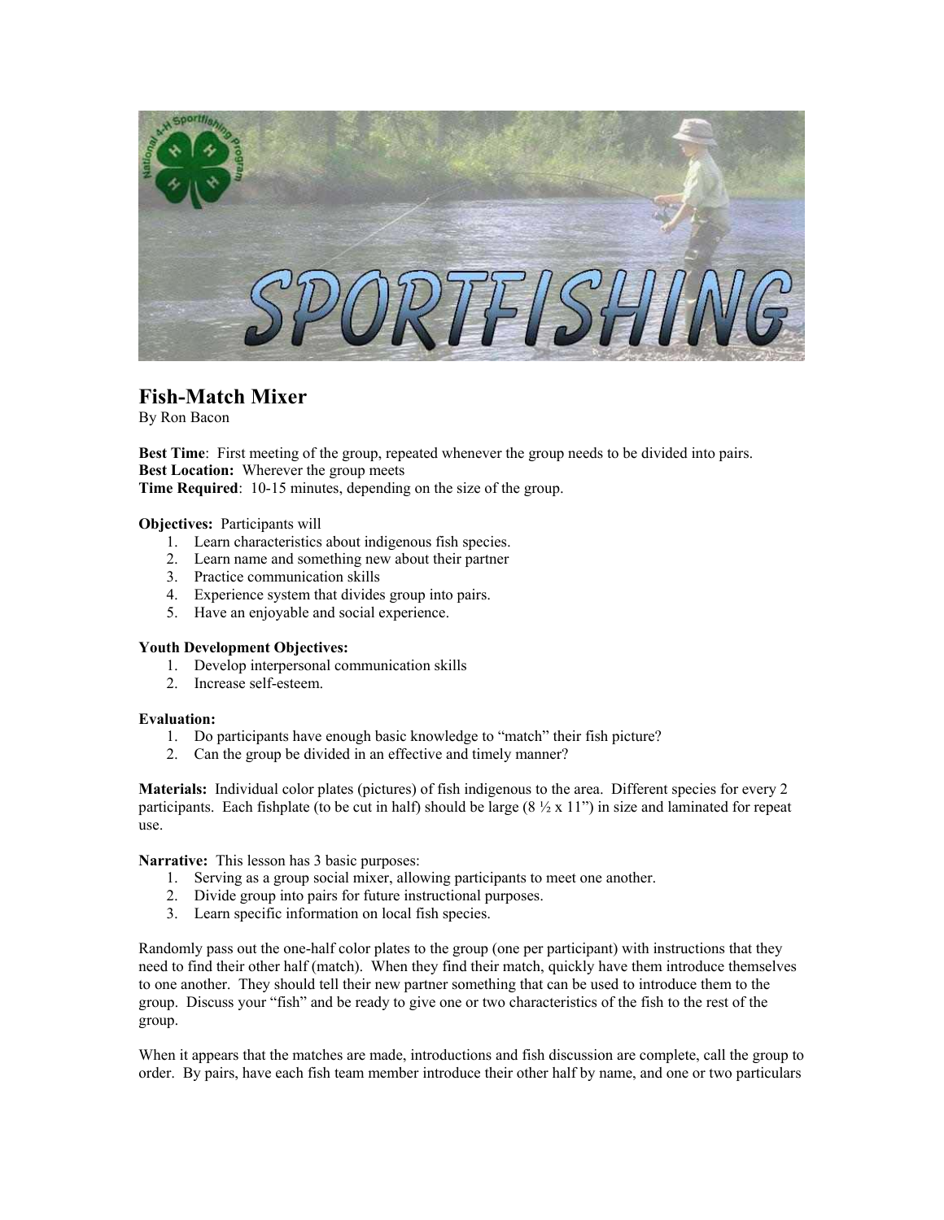# Fish-Match Mixer

By Ron Bacon

**Best Time**: First meeting of the group, repeated whenever the group needs to be divided into pairs.
**Best Location:** Wherever the group meets
**Time Required**: 10-15 minutes, depending on the size of the group.

**Objectives:** Participants will

1. Learn characteristics about indigenous fish species.
2. Learn name and something new about their partner
3. Practice communication skills
4. Experience system that divides group into pairs.
5. Have an enjoyable and social experience.

**Youth Development Objectives:**

1. Develop interpersonal communication skills
2. Increase self-esteem.

**Evaluation:**

1. Do participants have enough basic knowledge to "match" their fish picture?
2. Can the group be divided in an effective and timely manner?

**Materials:** Individual color plates (pictures) of fish indigenous to the area. Different species for every 2 participants. Each fishplate (to be cut in half) should be large (8 ½ x 11") in size and laminated for repeat use.

**Narrative:** This lesson has 3 basic purposes:

1. Serving as a group social mixer, allowing participants to meet one another.
2. Divide group into pairs for future instructional purposes.
3. Learn specific information on local fish species.

Randomly pass out the one-half color plates to the group (one per participant) with instructions that they need to find their other half (match). When they find their match, quickly have them introduce themselves to one another. They should tell their new partner something that can be used to introduce them to the group. Discuss your "fish" and be ready to give one or two characteristics of the fish to the rest of the group.

When it appears that the matches are made, introductions and fish discussion are complete, call the group to order. By pairs, have each fish team member introduce their other half by name, and one or two particulars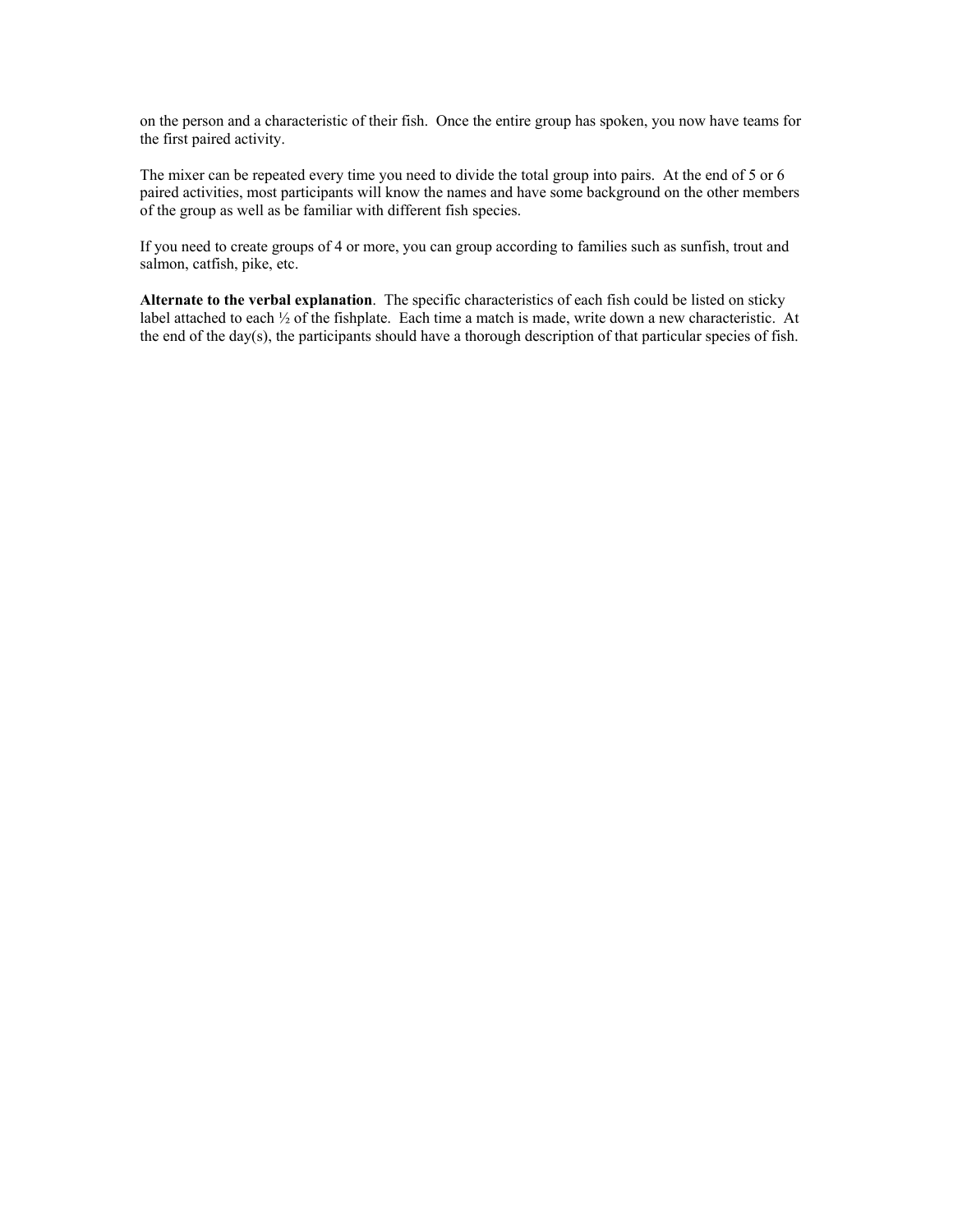on the person and a characteristic of their fish. Once the entire group has spoken, you now have teams for the first paired activity.

The mixer can be repeated every time you need to divide the total group into pairs. At the end of 5 or 6 paired activities, most participants will know the names and have some background on the other members of the group as well as be familiar with different fish species.

If you need to create groups of 4 or more, you can group according to families such as sunfish, trout and salmon, catfish, pike, etc.

**Alternate to the verbal explanation**. The specific characteristics of each fish could be listed on sticky label attached to each ½ of the fishplate. Each time a match is made, write down a new characteristic. At the end of the day(s), the participants should have a thorough description of that particular species of fish.